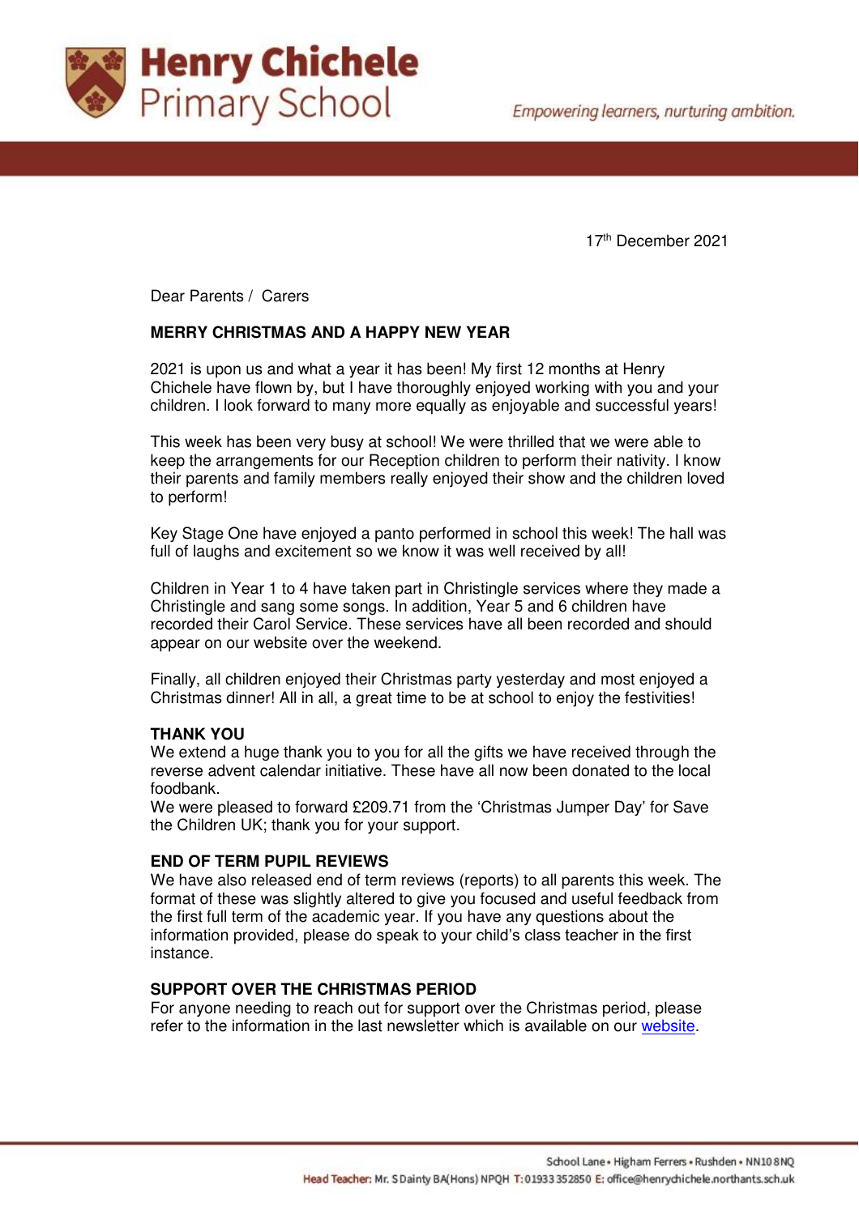# Henry Chichele Primary School

*Empowering learners, nurturing ambition.*

17th December 2021

Dear Parents / Carers

**MERRY CHRISTMAS AND A HAPPY NEW YEAR**

2021 is upon us and what a year it has been! My first 12 months at Henry Chichele have flown by, but I have thoroughly enjoyed working with you and your children. I look forward to many more equally as enjoyable and successful years!

This week has been very busy at school! We were thrilled that we were able to keep the arrangements for our Reception children to perform their nativity. I know their parents and family members really enjoyed their show and the children loved to perform!

Key Stage One have enjoyed a panto performed in school this week! The hall was full of laughs and excitement so we know it was well received by all!

Children in Year 1 to 4 have taken part in Christingle services where they made a Christingle and sang some songs. In addition, Year 5 and 6 children have recorded their Carol Service. These services have all been recorded and should appear on our website over the weekend.

Finally, all children enjoyed their Christmas party yesterday and most enjoyed a Christmas dinner! All in all, a great time to be at school to enjoy the festivities!

**THANK YOU**

We extend a huge thank you to you for all the gifts we have received through the reverse advent calendar initiative. These have all now been donated to the local foodbank.

We were pleased to forward £209.71 from the 'Christmas Jumper Day' for Save the Children UK; thank you for your support.

**END OF TERM PUPIL REVIEWS**

We have also released end of term reviews (reports) to all parents this week. The format of these was slightly altered to give you focused and useful feedback from the first full term of the academic year. If you have any questions about the information provided, please do speak to your child's class teacher in the first instance.

**SUPPORT OVER THE CHRISTMAS PERIOD**

For anyone needing to reach out for support over the Christmas period, please refer to the information in the last newsletter which is available on our website.

School Lane • Higham Ferrers • Rushden • NN10 8NQ

Head Teacher: Mr. S Dainty BA(Hons) NPQH T: 01933 352850 E: office@henrychichele.northants.sch.uk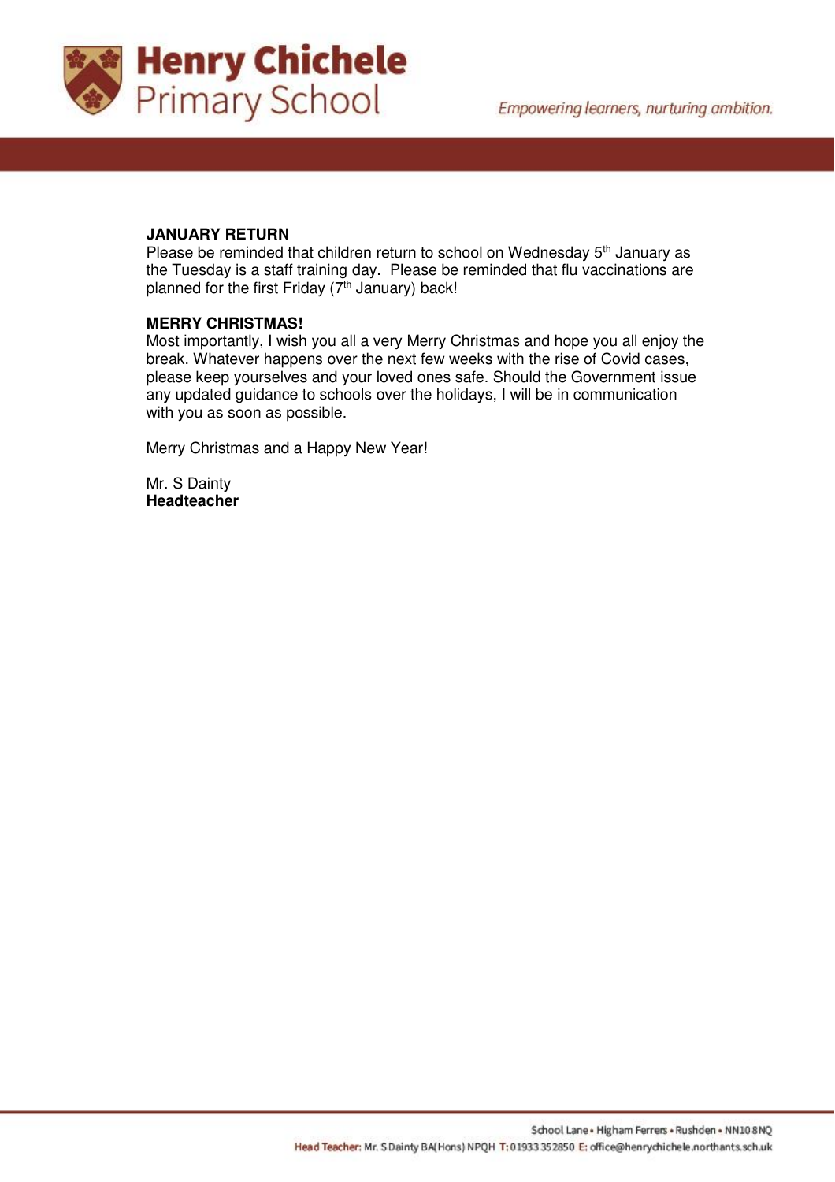**JANUARY RETURN**
Please be reminded that children return to school on Wednesday 5th January as the Tuesday is a staff training day. Please be reminded that flu vaccinations are planned for the first Friday (7th January) back!

**MERRY CHRISTMAS!**
Most importantly, I wish you all a very Merry Christmas and hope you all enjoy the break. Whatever happens over the next few weeks with the rise of Covid cases, please keep yourselves and your loved ones safe. Should the Government issue any updated guidance to schools over the holidays, I will be in communication with you as soon as possible.

Merry Christmas and a Happy New Year!

Mr. S Dainty
**Headteacher**